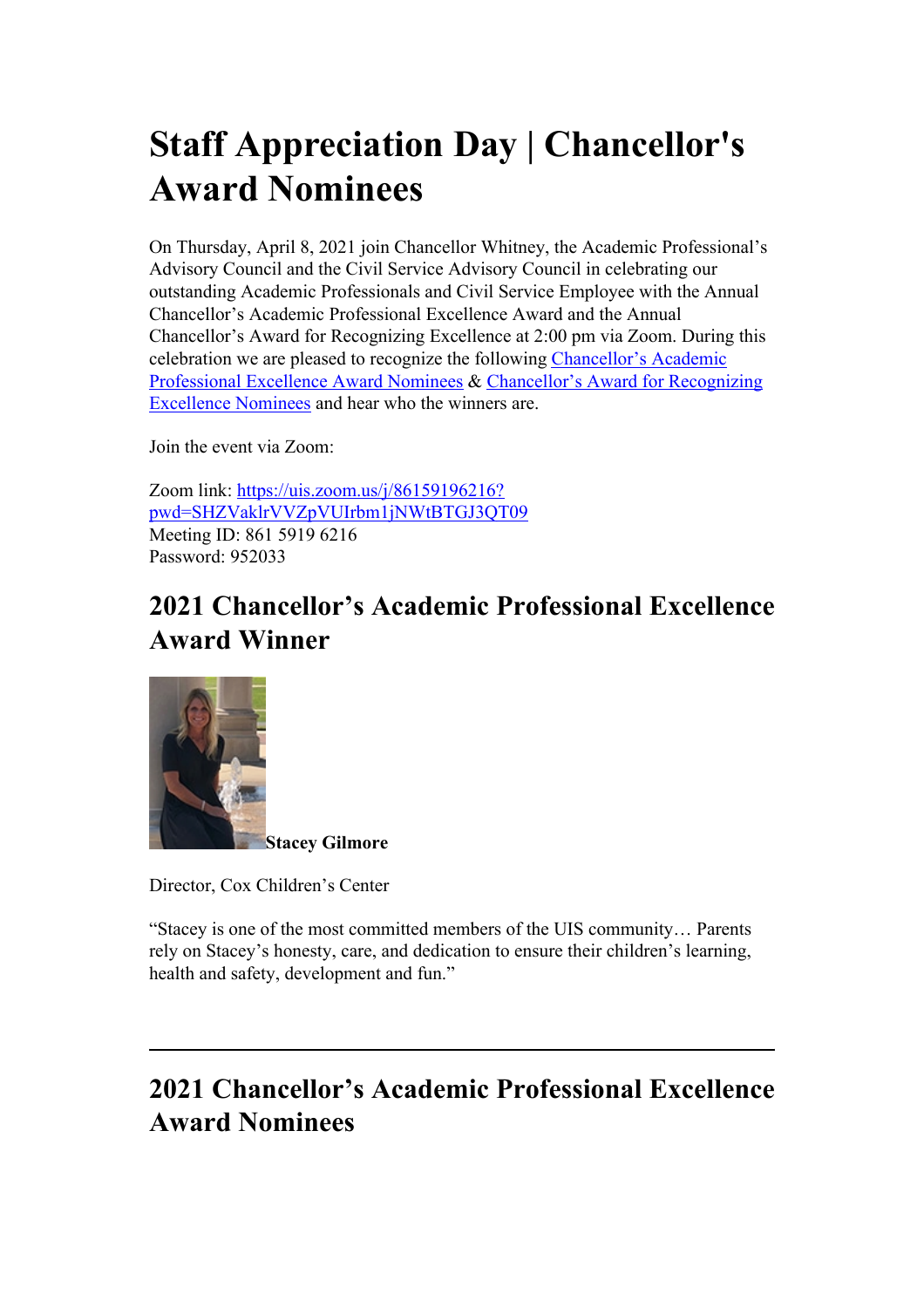# Staff Appreciation Day | Chancellor's Award Nominees

On Thursday, April 8, 2021 join Chancellor Whitney, the Academic Professional's Advisory Council and the Civil Service Advisory Council in celebrating our outstanding Academic Professionals and Civil Service Employee with the Annual Chancellor's Academic Professional Excellence Award and the Annual Chancellor's Award for Recognizing Excellence at 2:00 pm via Zoom. During this celebration we are pleased to recognize the following [Chancellor's Academic Professional Excellence Award Nominees]() & [Chancellor's Award for Recognizing Excellence Nominees]() and hear who the winners are.

Join the event via Zoom:

Zoom link: [https://uis.zoom.us/j/86159196216?pwd=SHZVaklrVVZpVUIrbm1jNWtBTGJ3QT09](https://uis.zoom.us/j/86159196216?pwd=SHZVaklrVVZpVUIrbm1jNWtBTGJ3QT09)
Meeting ID: 861 5919 6216
Password: 952033

## 2021 Chancellor's Academic Professional Excellence Award Winner

**Stacey Gilmore**

Director, Cox Children's Center

"Stacey is one of the most committed members of the UIS community… Parents rely on Stacey's honesty, care, and dedication to ensure their children's learning, health and safety, development and fun."

---

## 2021 Chancellor's Academic Professional Excellence Award Nominees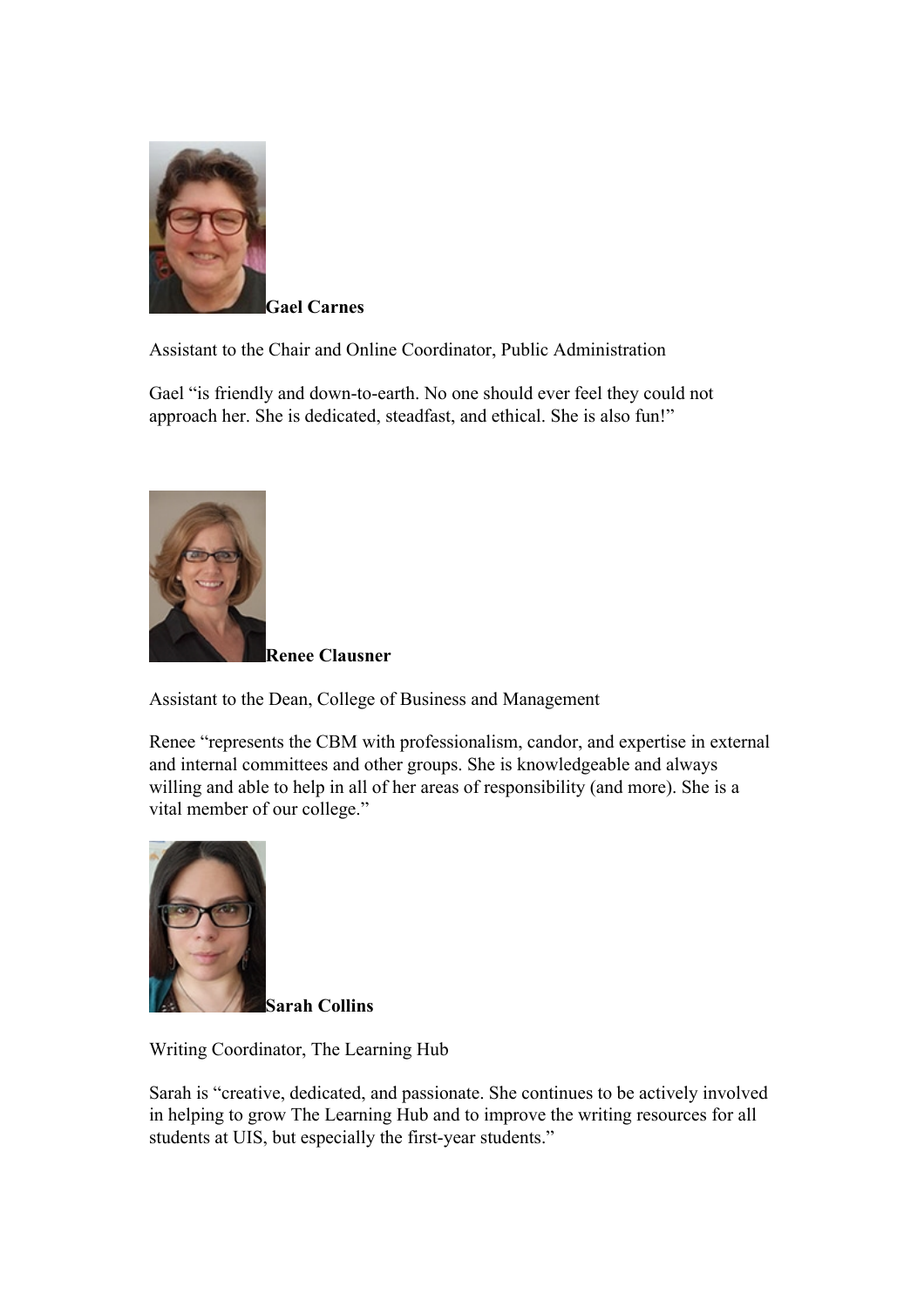**Gael Carnes**

Assistant to the Chair and Online Coordinator, Public Administration

Gael "is friendly and down-to-earth. No one should ever feel they could not approach her. She is dedicated, steadfast, and ethical. She is also fun!"

**Renee Clausner**

Assistant to the Dean, College of Business and Management

Renee "represents the CBM with professionalism, candor, and expertise in external and internal committees and other groups. She is knowledgeable and always willing and able to help in all of her areas of responsibility (and more). She is a vital member of our college."

**Sarah Collins**

Writing Coordinator, The Learning Hub

Sarah is "creative, dedicated, and passionate. She continues to be actively involved in helping to grow The Learning Hub and to improve the writing resources for all students at UIS, but especially the first-year students."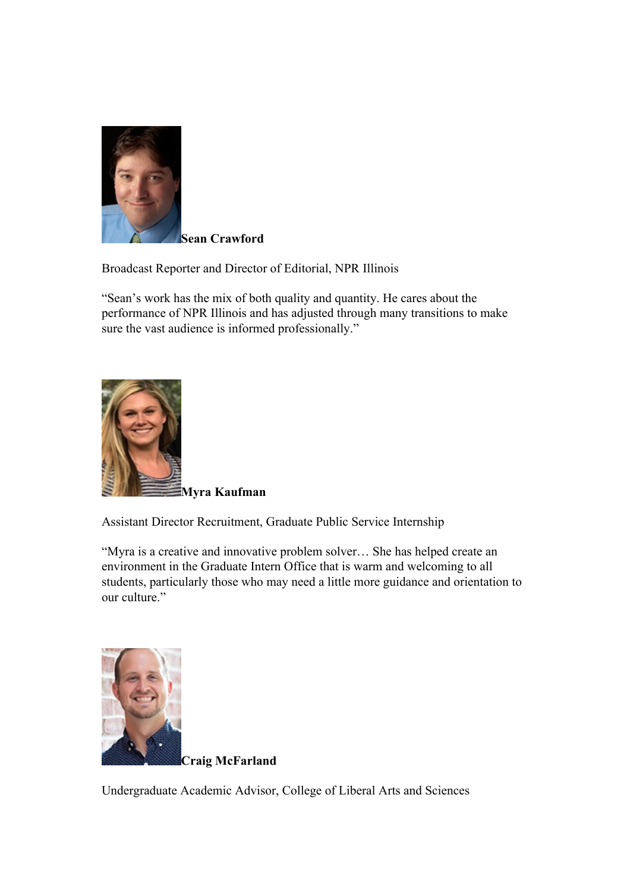**Sean Crawford**

Broadcast Reporter and Director of Editorial, NPR Illinois

"Sean's work has the mix of both quality and quantity. He cares about the performance of NPR Illinois and has adjusted through many transitions to make sure the vast audience is informed professionally."

**Myra Kaufman**

Assistant Director Recruitment, Graduate Public Service Internship

"Myra is a creative and innovative problem solver… She has helped create an environment in the Graduate Intern Office that is warm and welcoming to all students, particularly those who may need a little more guidance and orientation to our culture."

**Craig McFarland**

Undergraduate Academic Advisor, College of Liberal Arts and Sciences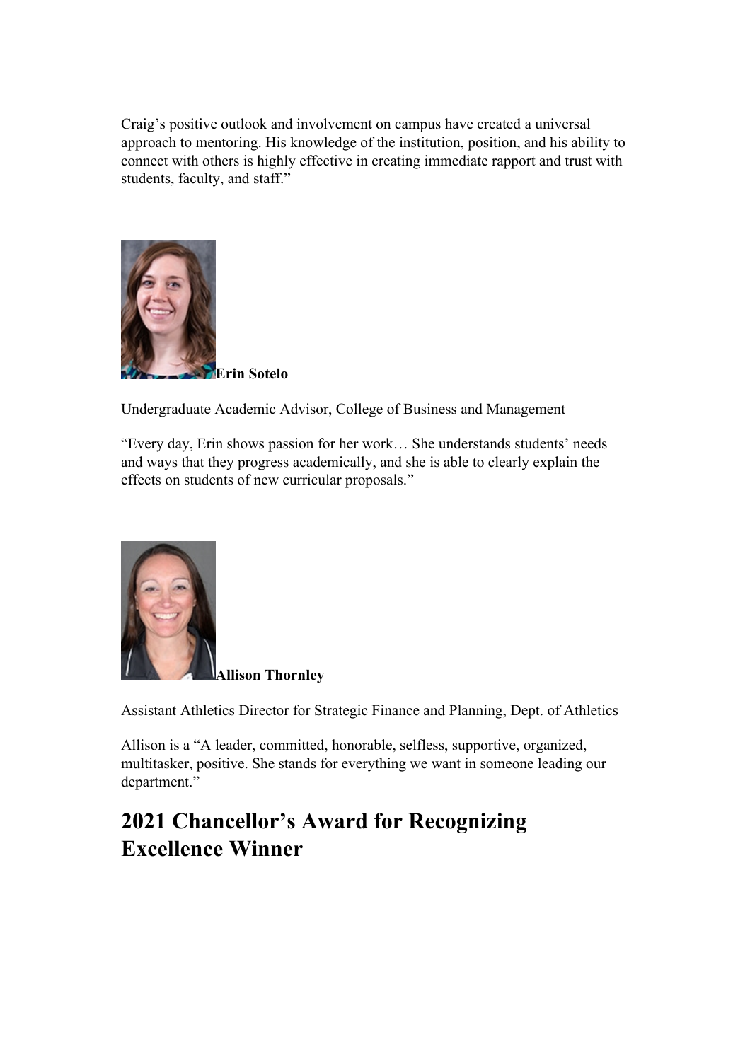Craig's positive outlook and involvement on campus have created a universal approach to mentoring. His knowledge of the institution, position, and his ability to connect with others is highly effective in creating immediate rapport and trust with students, faculty, and staff."

**Erin Sotelo**

Undergraduate Academic Advisor, College of Business and Management

"Every day, Erin shows passion for her work… She understands students' needs and ways that they progress academically, and she is able to clearly explain the effects on students of new curricular proposals."

**Allison Thornley**

Assistant Athletics Director for Strategic Finance and Planning, Dept. of Athletics

Allison is a "A leader, committed, honorable, selfless, supportive, organized, multitasker, positive. She stands for everything we want in someone leading our department."

## 2021 Chancellor's Award for Recognizing Excellence Winner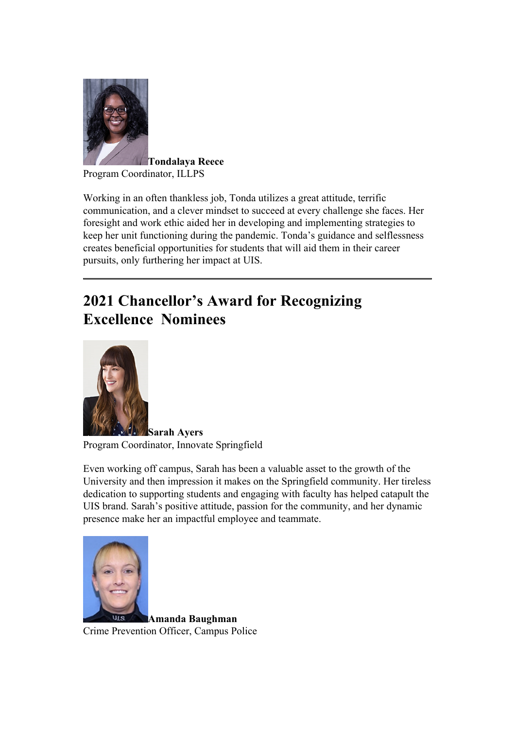**Tondalaya Reece**
Program Coordinator, ILLPS

Working in an often thankless job, Tonda utilizes a great attitude, terrific communication, and a clever mindset to succeed at every challenge she faces. Her foresight and work ethic aided her in developing and implementing strategies to keep her unit functioning during the pandemic. Tonda's guidance and selflessness creates beneficial opportunities for students that will aid them in their career pursuits, only furthering her impact at UIS.

---

## 2021 Chancellor's Award for Recognizing Excellence Nominees

**Sarah Ayers**
Program Coordinator, Innovate Springfield

Even working off campus, Sarah has been a valuable asset to the growth of the University and then impression it makes on the Springfield community. Her tireless dedication to supporting students and engaging with faculty has helped catapult the UIS brand. Sarah's positive attitude, passion for the community, and her dynamic presence make her an impactful employee and teammate.

**Amanda Baughman**
Crime Prevention Officer, Campus Police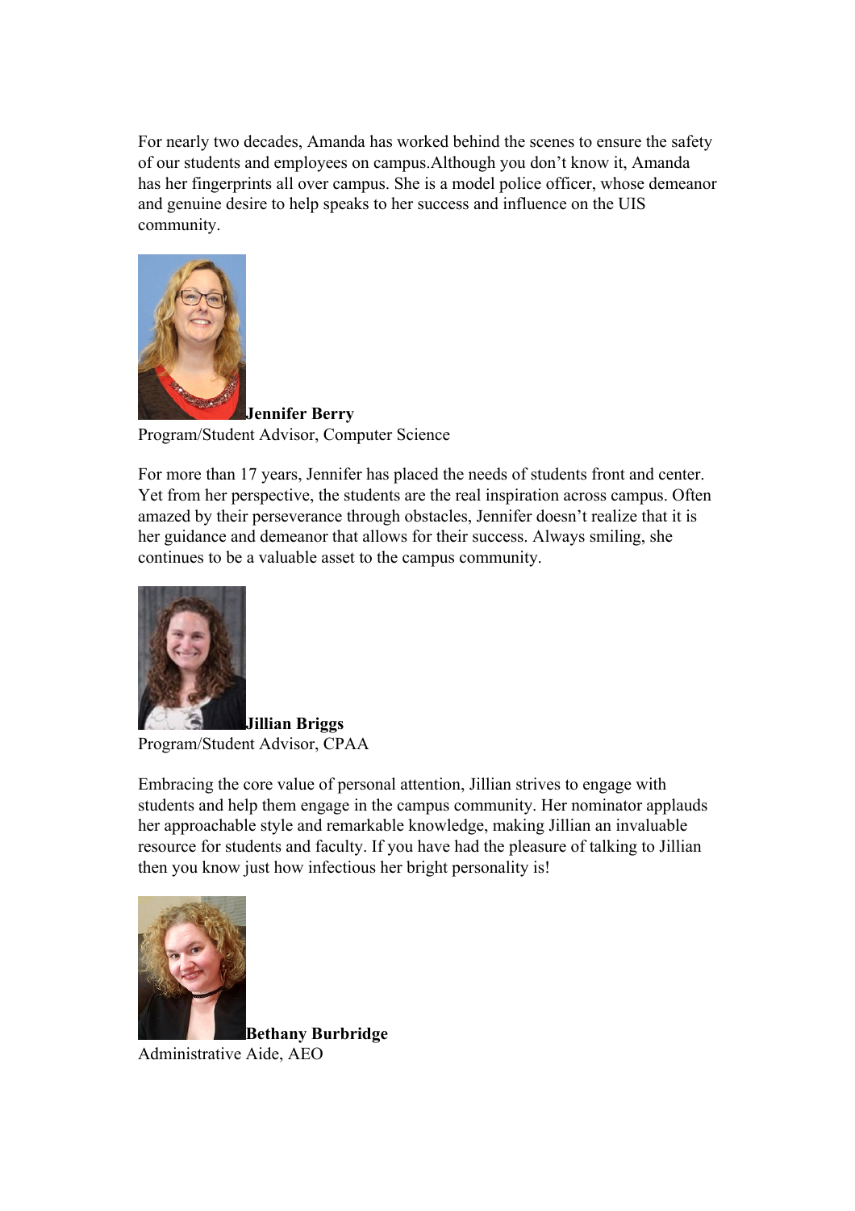For nearly two decades, Amanda has worked behind the scenes to ensure the safety of our students and employees on campus.Although you don't know it, Amanda has her fingerprints all over campus. She is a model police officer, whose demeanor and genuine desire to help speaks to her success and influence on the UIS community.

**Jennifer Berry**
Program/Student Advisor, Computer Science

For more than 17 years, Jennifer has placed the needs of students front and center. Yet from her perspective, the students are the real inspiration across campus. Often amazed by their perseverance through obstacles, Jennifer doesn't realize that it is her guidance and demeanor that allows for their success. Always smiling, she continues to be a valuable asset to the campus community.

**Jillian Briggs**
Program/Student Advisor, CPAA

Embracing the core value of personal attention, Jillian strives to engage with students and help them engage in the campus community. Her nominator applauds her approachable style and remarkable knowledge, making Jillian an invaluable resource for students and faculty. If you have had the pleasure of talking to Jillian then you know just how infectious her bright personality is!

**Bethany Burbridge**
Administrative Aide, AEO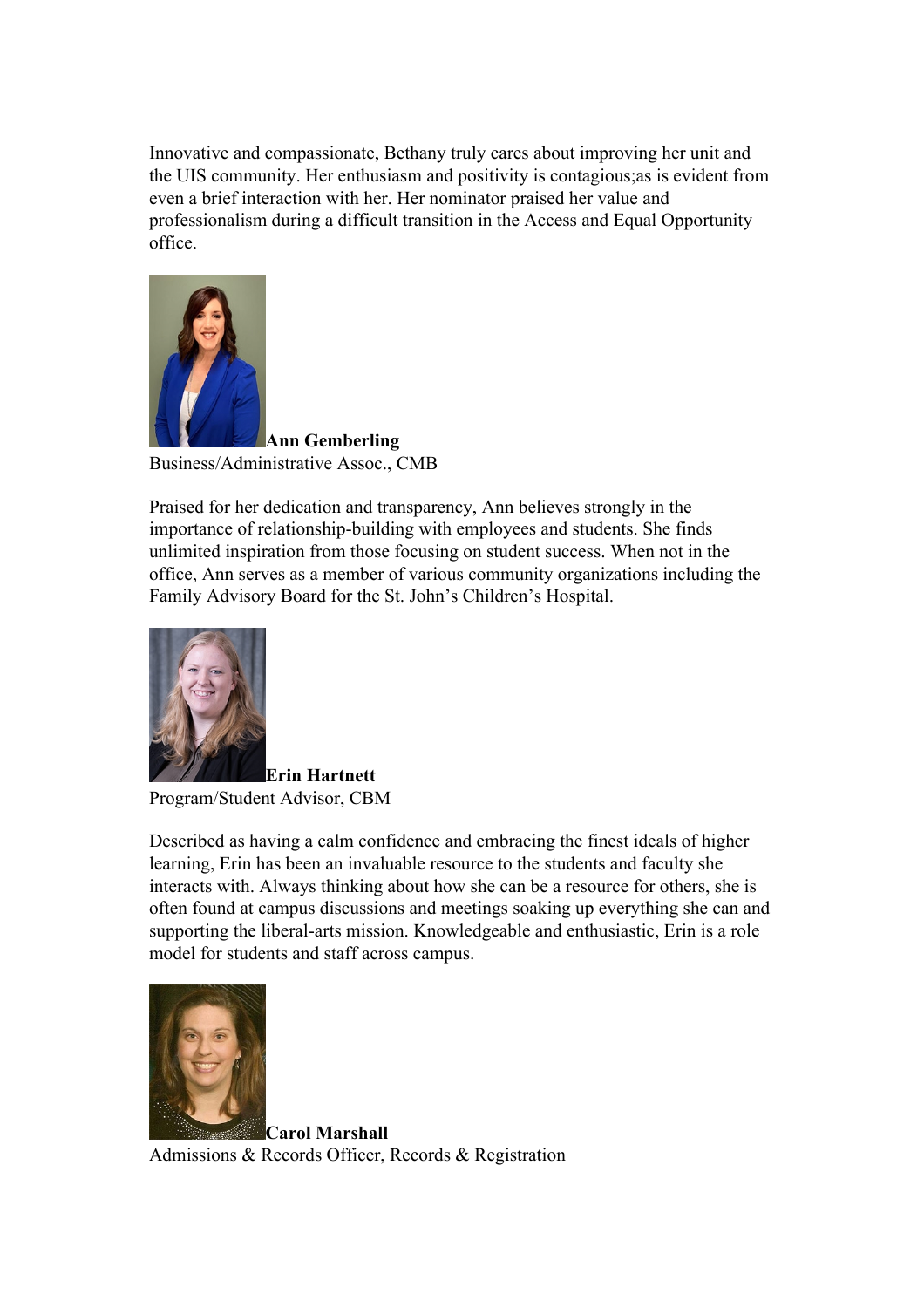Innovative and compassionate, Bethany truly cares about improving her unit and the UIS community. Her enthusiasm and positivity is contagious;as is evident from even a brief interaction with her. Her nominator praised her value and professionalism during a difficult transition in the Access and Equal Opportunity office.

**Ann Gemberling**
Business/Administrative Assoc., CMB

Praised for her dedication and transparency, Ann believes strongly in the importance of relationship-building with employees and students. She finds unlimited inspiration from those focusing on student success. When not in the office, Ann serves as a member of various community organizations including the Family Advisory Board for the St. John's Children's Hospital.

**Erin Hartnett**
Program/Student Advisor, CBM

Described as having a calm confidence and embracing the finest ideals of higher learning, Erin has been an invaluable resource to the students and faculty she interacts with. Always thinking about how she can be a resource for others, she is often found at campus discussions and meetings soaking up everything she can and supporting the liberal-arts mission. Knowledgeable and enthusiastic, Erin is a role model for students and staff across campus.

**Carol Marshall**
Admissions & Records Officer, Records & Registration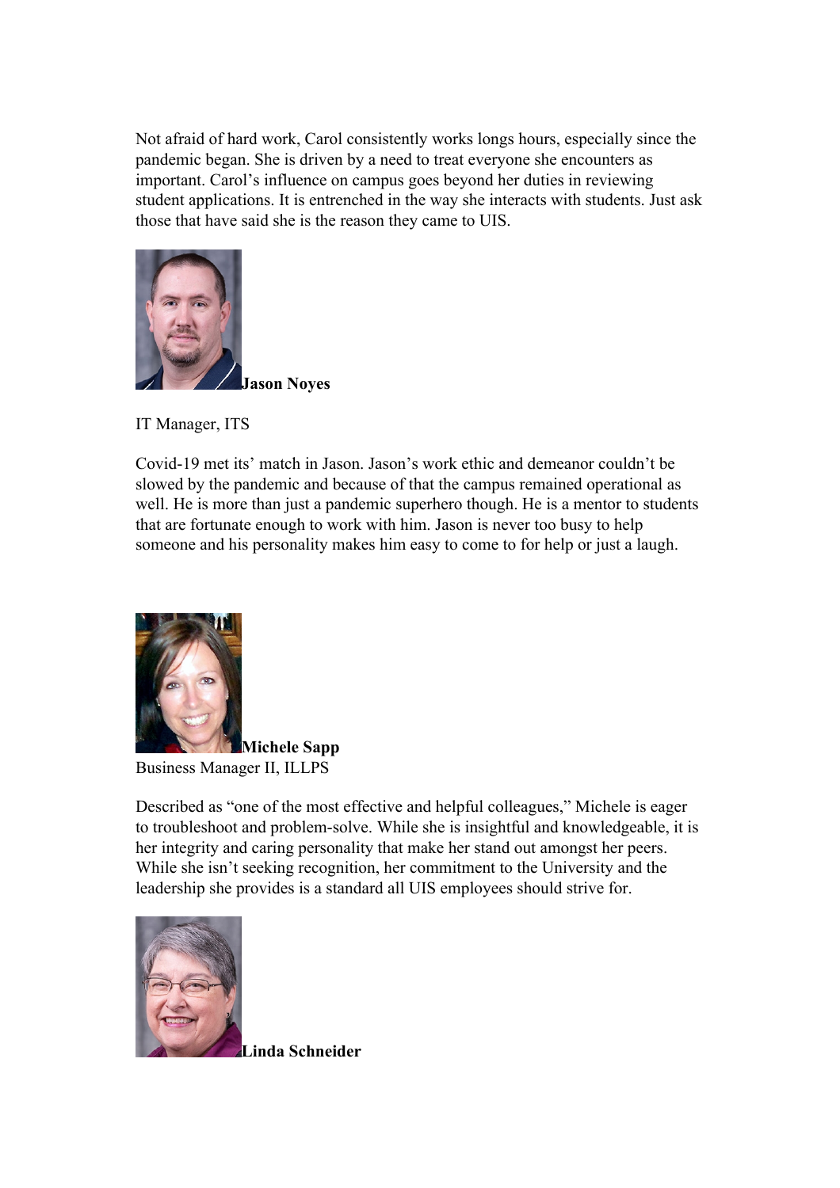Not afraid of hard work, Carol consistently works longs hours, especially since the pandemic began. She is driven by a need to treat everyone she encounters as important. Carol's influence on campus goes beyond her duties in reviewing student applications. It is entrenched in the way she interacts with students. Just ask those that have said she is the reason they came to UIS.

**Jason Noyes**

IT Manager, ITS

Covid-19 met its' match in Jason. Jason's work ethic and demeanor couldn't be slowed by the pandemic and because of that the campus remained operational as well. He is more than just a pandemic superhero though. He is a mentor to students that are fortunate enough to work with him. Jason is never too busy to help someone and his personality makes him easy to come to for help or just a laugh.

**Michele Sapp**

Business Manager II, ILLPS

Described as "one of the most effective and helpful colleagues," Michele is eager to troubleshoot and problem-solve. While she is insightful and knowledgeable, it is her integrity and caring personality that make her stand out amongst her peers. While she isn't seeking recognition, her commitment to the University and the leadership she provides is a standard all UIS employees should strive for.

**Linda Schneider**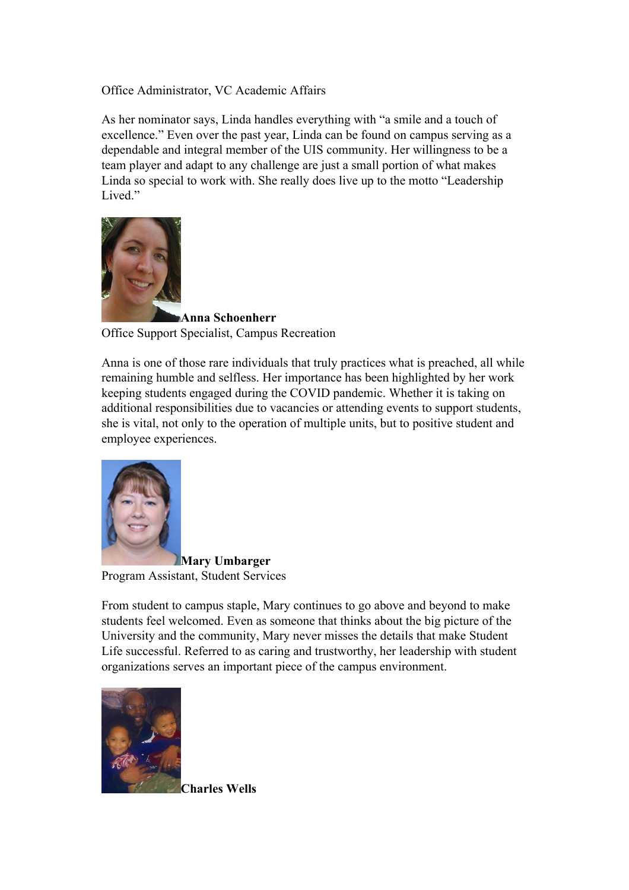Office Administrator, VC Academic Affairs

As her nominator says, Linda handles everything with “a smile and a touch of excellence.” Even over the past year, Linda can be found on campus serving as a dependable and integral member of the UIS community. Her willingness to be a team player and adapt to any challenge are just a small portion of what makes Linda so special to work with. She really does live up to the motto “Leadership Lived.”

**Anna Schoenherr**
Office Support Specialist, Campus Recreation

Anna is one of those rare individuals that truly practices what is preached, all while remaining humble and selfless. Her importance has been highlighted by her work keeping students engaged during the COVID pandemic. Whether it is taking on additional responsibilities due to vacancies or attending events to support students, she is vital, not only to the operation of multiple units, but to positive student and employee experiences.

**Mary Umbarger**
Program Assistant, Student Services

From student to campus staple, Mary continues to go above and beyond to make students feel welcomed. Even as someone that thinks about the big picture of the University and the community, Mary never misses the details that make Student Life successful. Referred to as caring and trustworthy, her leadership with student organizations serves an important piece of the campus environment.

**Charles Wells**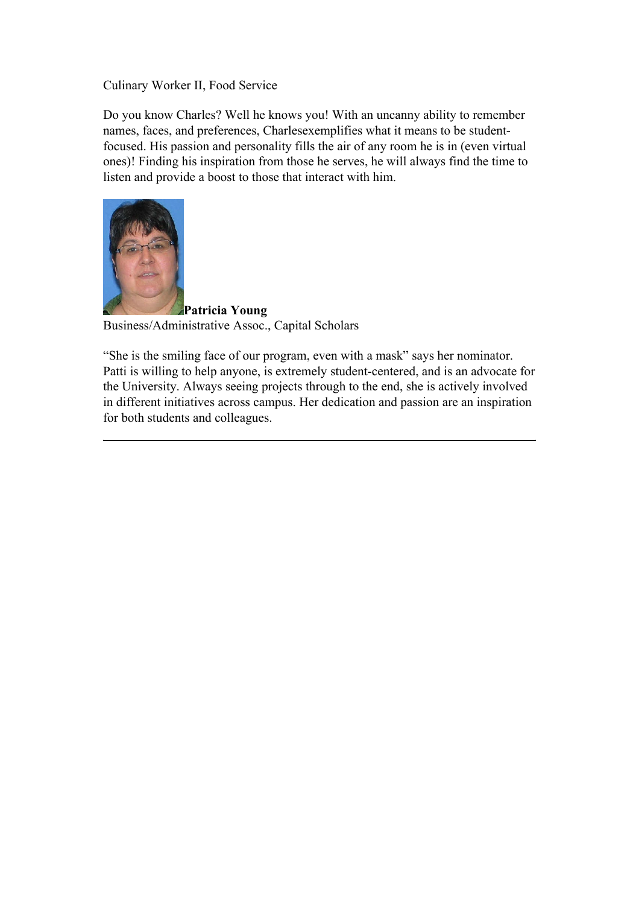Culinary Worker II, Food Service

Do you know Charles? Well he knows you! With an uncanny ability to remember names, faces, and preferences, Charlesexemplifies what it means to be student-focused. His passion and personality fills the air of any room he is in (even virtual ones)! Finding his inspiration from those he serves, he will always find the time to listen and provide a boost to those that interact with him.

**Patricia Young**
Business/Administrative Assoc., Capital Scholars

“She is the smiling face of our program, even with a mask” says her nominator. Patti is willing to help anyone, is extremely student-centered, and is an advocate for the University. Always seeing projects through to the end, she is actively involved in different initiatives across campus. Her dedication and passion are an inspiration for both students and colleagues.

---